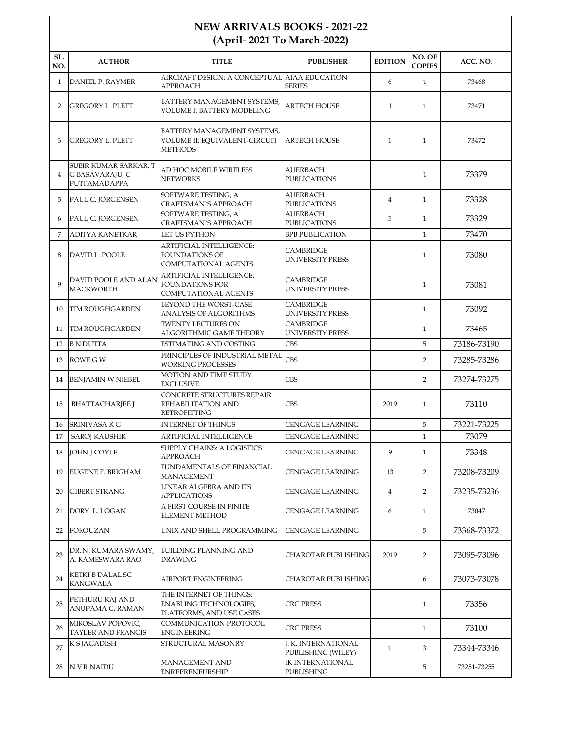# NEW ARRIVALS BOOKS - 2021-22
## (April- 2021 To March-2022)

| SL. NO. | AUTHOR | TITLE | PUBLISHER | EDITION | NO. OF COPIES | ACC. NO. |
|---|---|---|---|---|---|---|
| 1 | DANIEL P. RAYMER | AIRCRAFT DESIGN: A CONCEPTUAL APPROACH | AIAA EDUCATION SERIES | 6 | 1 | 73468 |
| 2 | GREGORY L. PLETT | BATTERY MANAGEMENT SYSTEMS, VOLUME I: BATTERY MODELING | ARTECH HOUSE | 1 | 1 | 73471 |
| 3 | GREGORY L. PLETT | BATTERY MANAGEMENT SYSTEMS, VOLUME II: EQUIVALENT-CIRCUIT METHODS | ARTECH HOUSE | 1 | 1 | 73472 |
| 4 | SUBIR KUMAR SARKAR, T G BASAVARAJU, C PUTTAMADAPPA | AD HOC MOBILE WIRELESS NETWORKS | AUERBACH PUBLICATIONS | | 1 | 73379 |
| 5 | PAUL C. JORGENSEN | SOFTWARE TESTING, A CRAFTSMAN"S APPROACH | AUERBACH PUBLICATIONS | 4 | 1 | 73328 |
| 6 | PAUL C. JORGENSEN | SOFTWARE TESTING, A CRAFTSMAN"S APPROACH | AUERBACH PUBLICATIONS | 5 | 1 | 73329 |
| 7 | ADITYA KANETKAR | LET US PYTHON | BPB PUBLICATION | | 1 | 73470 |
| 8 | DAVID L. POOLE | ARTIFICIAL INTELLIGENCE: FOUNDATIONS OF COMPUTATIONAL AGENTS | CAMBRIDGE UNIVERSITY PRESS | | 1 | 73080 |
| 9 | DAVID POOLE AND ALAN MACKWORTH | ARTIFICIAL INTELLIGENCE: FOUNDATIONS FOR COMPUTATIONAL AGENTS | CAMBRIDGE UNIVERSITY PRESS | | 1 | 73081 |
| 10 | TIM ROUGHGARDEN | BEYOND THE WORST-CASE ANALYSIS OF ALGORITHMS | CAMBRIDGE UNIVERSITY PRESS | | 1 | 73092 |
| 11 | TIM ROUGHGARDEN | TWENTY LECTURES ON ALGORITHMIC GAME THEORY | CAMBRIDGE UNIVERSITY PRESS | | 1 | 73465 |
| 12 | B N DUTTA | ESTIMATING AND COSTING | CBS | | 5 | 73186-73190 |
| 13 | ROWE G W | PRINCIPLES OF INDUSTRIAL METAL WORKING PROCESSES | CBS | | 2 | 73285-73286 |
| 14 | BENJAMIN W NIEBEL | MOTION AND TIME STUDY EXCLUSIVE | CBS | | 2 | 73274-73275 |
| 15 | BHATTACHARJEE J | CONCRETE STRUCTURES REPAIR REHABILITATION AND RETROFITTING | CBS | 2019 | 1 | 73110 |
| 16 | SRINIVASA K G | INTERNET OF THINGS | CENGAGE LEARNING | | 5 | 73221-73225 |
| 17 | SAROJ KAUSHIK | ARTIFICIAL INTELLIGENCE | CENGAGE LEARNING | | 1 | 73079 |
| 18 | JOHN J COYLE | SUPPLY CHAINS: A LOGISTICS APPROACH | CENGAGE LEARNING | 9 | 1 | 73348 |
| 19 | EUGENE F. BRIGHAM | FUNDAMENTALS OF FINANCIAL MANAGEMENT | CENGAGE LEARNING | 13 | 2 | 73208-73209 |
| 20 | GIBERT STRANG | LINEAR ALGEBRA AND ITS APPLICATIONS | CENGAGE LEARNING | 4 | 2 | 73235-73236 |
| 21 | DORY. L. LOGAN | A FIRST COURSE IN FINITE ELEMENT METHOD | CENGAGE LEARNING | 6 | 1 | 73047 |
| 22 | FOROUZAN | UNIX AND SHELL PROGRAMMING | CENGAGE LEARNING | | 5 | 73368-73372 |
| 23 | DR. N. KUMARA SWAMY, A. KAMESWARA RAO | BUILDING PLANNING AND DRAWING | CHAROTAR PUBLISHING | 2019 | 2 | 73095-73096 |
| 24 | KETKI B DALAL SC RANGWALA | AIRPORT ENGINEERING | CHAROTAR PUBLISHING | | 6 | 73073-73078 |
| 25 | PETHURU RAJ AND ANUPAMA C. RAMAN | THE INTERNET OF THINGS: ENABLING TECHNOLOGIES, PLATFORMS, AND USE CASES | CRC PRESS | | 1 | 73356 |
| 26 | MIROSLAV POPOVIĆ, TAYLER AND FRANCIS | COMMUNICATION PROTOCOL ENGINEERING | CRC PRESS | | 1 | 73100 |
| 27 | K S JAGADISH | STRUCTURAL MASONRY | I. K. INTERNATIONAL PUBLISHING (WILEY) | 1 | 3 | 73344-73346 |
| 28 | N V R NAIDU | MANAGEMENT AND ENREPRENEURSHIP | IK INTERNATIONAL PUBLISHING | | 5 | 73251-73255 |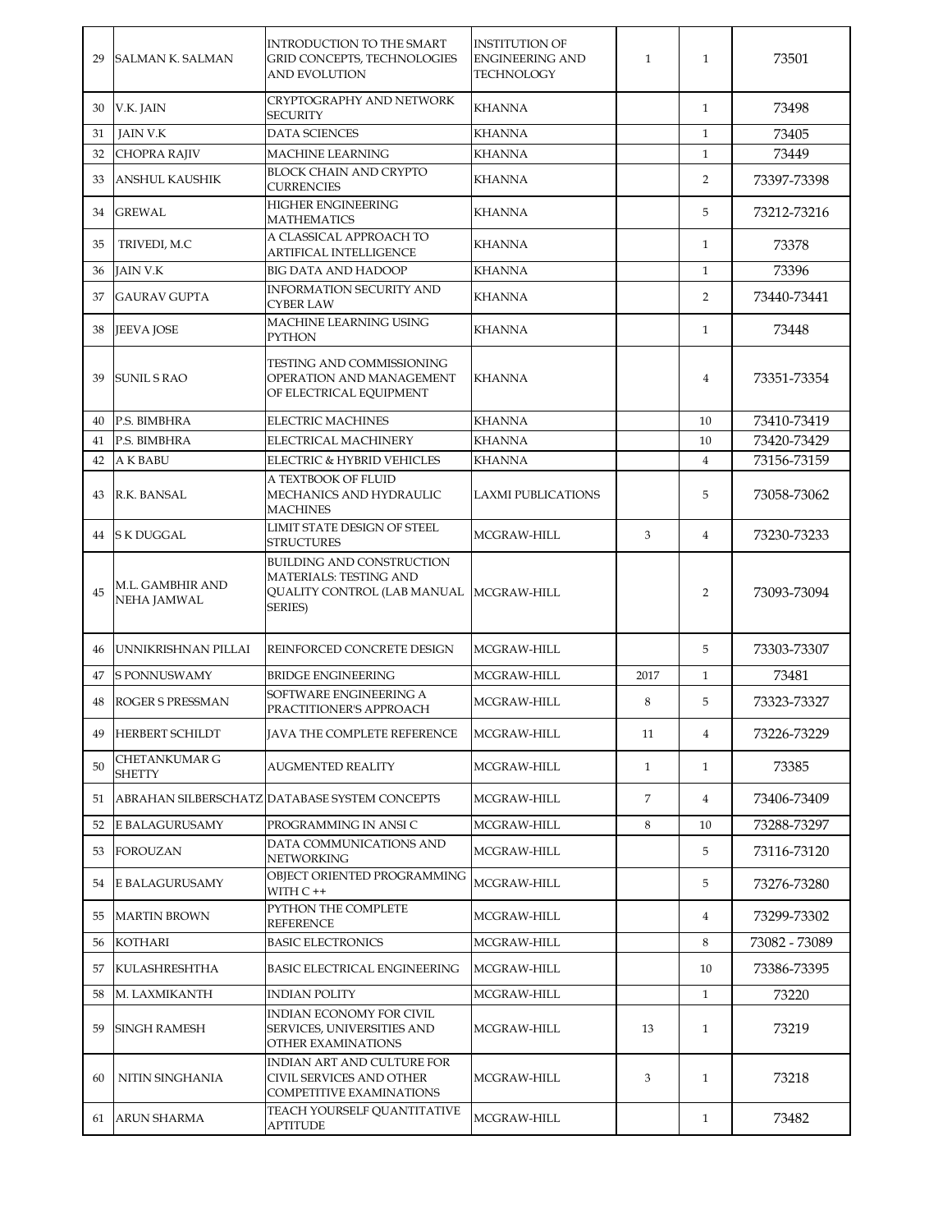| | | | | | | |
|---|---|---|---|---|---|---|
| 29 | SALMAN K. SALMAN | INTRODUCTION TO THE SMART GRID CONCEPTS, TECHNOLOGIES AND EVOLUTION | INSTITUTION OF ENGINEERING AND TECHNOLOGY | 1 | 1 | 73501 |
| 30 | V.K. JAIN | CRYPTOGRAPHY AND NETWORK SECURITY | KHANNA | | 1 | 73498 |
| 31 | JAIN V.K | DATA SCIENCES | KHANNA | | 1 | 73405 |
| 32 | CHOPRA RAJIV | MACHINE LEARNING | KHANNA | | 1 | 73449 |
| 33 | ANSHUL KAUSHIK | BLOCK CHAIN AND CRYPTO CURRENCIES | KHANNA | | 2 | 73397-73398 |
| 34 | GREWAL | HIGHER ENGINEERING MATHEMATICS | KHANNA | | 5 | 73212-73216 |
| 35 | TRIVEDI, M.C | A CLASSICAL APPROACH TO ARTIFICAL INTELLIGENCE | KHANNA | | 1 | 73378 |
| 36 | JAIN V.K | BIG DATA AND HADOOP | KHANNA | | 1 | 73396 |
| 37 | GAURAV GUPTA | INFORMATION SECURITY AND CYBER LAW | KHANNA | | 2 | 73440-73441 |
| 38 | JEEVA JOSE | MACHINE LEARNING USING PYTHON | KHANNA | | 1 | 73448 |
| 39 | SUNIL S RAO | TESTING AND COMMISSIONING OPERATION AND MANAGEMENT OF ELECTRICAL EQUIPMENT | KHANNA | | 4 | 73351-73354 |
| 40 | P.S. BIMBHRA | ELECTRIC MACHINES | KHANNA | | 10 | 73410-73419 |
| 41 | P.S. BIMBHRA | ELECTRICAL MACHINERY | KHANNA | | 10 | 73420-73429 |
| 42 | A K BABU | ELECTRIC & HYBRID VEHICLES | KHANNA | | 4 | 73156-73159 |
| 43 | R.K. BANSAL | A TEXTBOOK OF FLUID MECHANICS AND HYDRAULIC MACHINES | LAXMI PUBLICATIONS | | 5 | 73058-73062 |
| 44 | S K DUGGAL | LIMIT STATE DESIGN OF STEEL STRUCTURES | MCGRAW-HILL | 3 | 4 | 73230-73233 |
| 45 | M.L. GAMBHIR AND NEHA JAMWAL | BUILDING AND CONSTRUCTION MATERIALS: TESTING AND QUALITY CONTROL (LAB MANUAL SERIES) | MCGRAW-HILL | | 2 | 73093-73094 |
| 46 | UNNIKRISHNAN PILLAI | REINFORCED CONCRETE DESIGN | MCGRAW-HILL | | 5 | 73303-73307 |
| 47 | S PONNUSWAMY | BRIDGE ENGINEERING | MCGRAW-HILL | 2017 | 1 | 73481 |
| 48 | ROGER S PRESSMAN | SOFTWARE ENGINEERING A PRACTITIONER'S APPROACH | MCGRAW-HILL | 8 | 5 | 73323-73327 |
| 49 | HERBERT SCHILDT | JAVA THE COMPLETE REFERENCE | MCGRAW-HILL | 11 | 4 | 73226-73229 |
| 50 | CHETANKUMAR G SHETTY | AUGMENTED REALITY | MCGRAW-HILL | 1 | 1 | 73385 |
| 51 | ABRAHAN SILBERSCHATZ | DATABASE SYSTEM CONCEPTS | MCGRAW-HILL | 7 | 4 | 73406-73409 |
| 52 | E BALAGURUSAMY | PROGRAMMING IN ANSI C | MCGRAW-HILL | 8 | 10 | 73288-73297 |
| 53 | FOROUZAN | DATA COMMUNICATIONS AND NETWORKING | MCGRAW-HILL | | 5 | 73116-73120 |
| 54 | E BALAGURUSAMY | OBJECT ORIENTED PROGRAMMING WITH C ++ | MCGRAW-HILL | | 5 | 73276-73280 |
| 55 | MARTIN BROWN | PYTHON THE COMPLETE REFERENCE | MCGRAW-HILL | | 4 | 73299-73302 |
| 56 | KOTHARI | BASIC ELECTRONICS | MCGRAW-HILL | | 8 | 73082 - 73089 |
| 57 | KULASHRESHTHA | BASIC ELECTRICAL ENGINEERING | MCGRAW-HILL | | 10 | 73386-73395 |
| 58 | M. LAXMIKANTH | INDIAN POLITY | MCGRAW-HILL | | 1 | 73220 |
| 59 | SINGH RAMESH | INDIAN ECONOMY FOR CIVIL SERVICES, UNIVERSITIES AND OTHER EXAMINATIONS | MCGRAW-HILL | 13 | 1 | 73219 |
| 60 | NITIN SINGHANIA | INDIAN ART AND CULTURE FOR CIVIL SERVICES AND OTHER COMPETITIVE EXAMINATIONS | MCGRAW-HILL | 3 | 1 | 73218 |
| 61 | ARUN SHARMA | TEACH YOURSELF QUANTITATIVE APTITUDE | MCGRAW-HILL | | 1 | 73482 |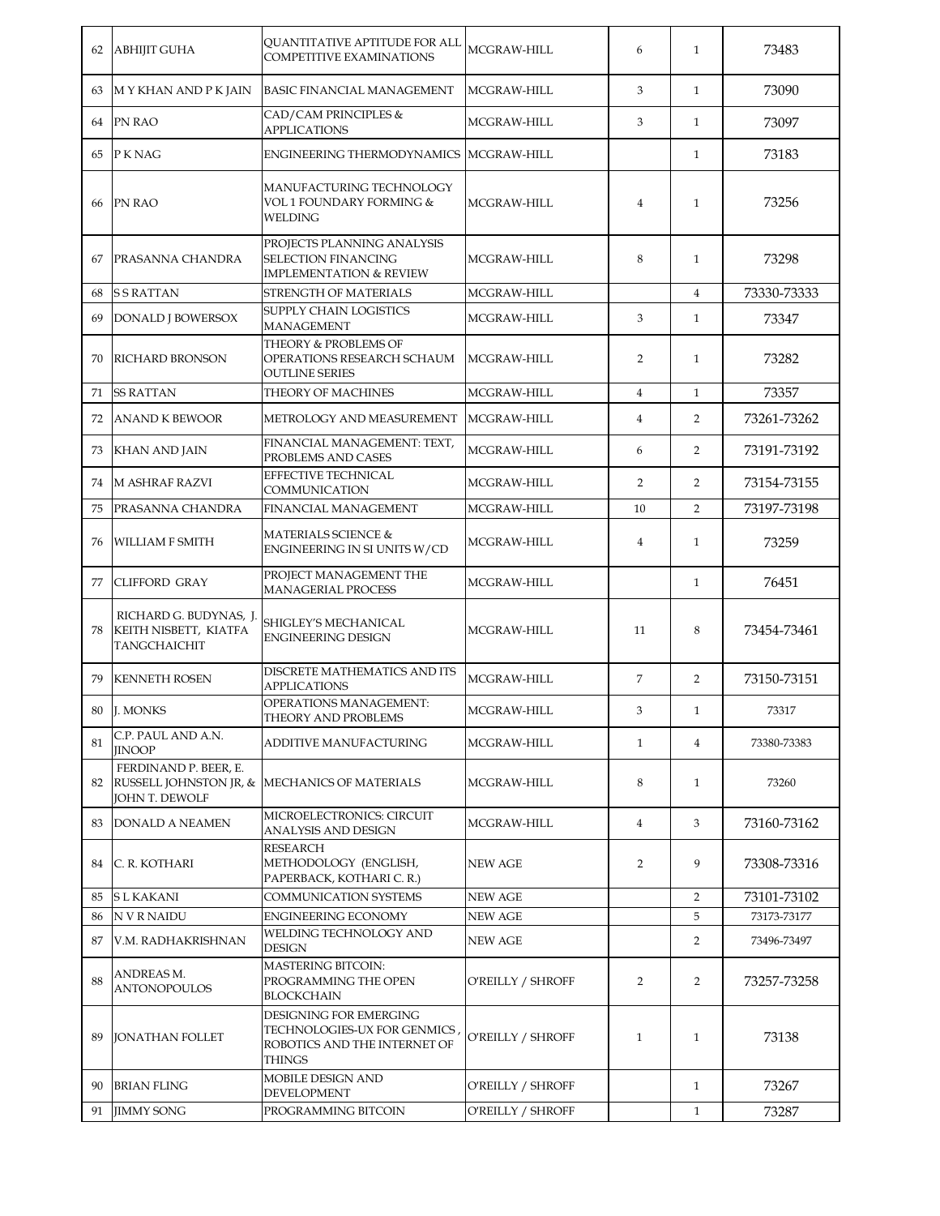| 62 | ABHIJIT GUHA | QUANTITATIVE APTITUDE FOR ALL COMPETITIVE EXAMINATIONS | MCGRAW-HILL | 6 | 1 | 73483 |
|---|---|---|---|---|---|---|
| 63 | M Y KHAN AND P K JAIN | BASIC FINANCIAL MANAGEMENT | MCGRAW-HILL | 3 | 1 | 73090 |
| 64 | PN RAO | CAD/CAM PRINCIPLES & APPLICATIONS | MCGRAW-HILL | 3 | 1 | 73097 |
| 65 | P K NAG | ENGINEERING THERMODYNAMICS | MCGRAW-HILL | | 1 | 73183 |
| 66 | PN RAO | MANUFACTURING TECHNOLOGY VOL 1 FOUNDARY FORMING & WELDING | MCGRAW-HILL | 4 | 1 | 73256 |
| 67 | PRASANNA CHANDRA | PROJECTS PLANNING ANALYSIS SELECTION FINANCING IMPLEMENTATION & REVIEW | MCGRAW-HILL | 8 | 1 | 73298 |
| 68 | S S RATTAN | STRENGTH OF MATERIALS | MCGRAW-HILL | | 4 | 73330-73333 |
| 69 | DONALD J BOWERSOX | SUPPLY CHAIN LOGISTICS MANAGEMENT | MCGRAW-HILL | 3 | 1 | 73347 |
| 70 | RICHARD BRONSON | THEORY & PROBLEMS OF OPERATIONS RESEARCH SCHAUM OUTLINE SERIES | MCGRAW-HILL | 2 | 1 | 73282 |
| 71 | SS RATTAN | THEORY OF MACHINES | MCGRAW-HILL | 4 | 1 | 73357 |
| 72 | ANAND K BEWOOR | METROLOGY AND MEASUREMENT | MCGRAW-HILL | 4 | 2 | 73261-73262 |
| 73 | KHAN AND JAIN | FINANCIAL MANAGEMENT: TEXT, PROBLEMS AND CASES | MCGRAW-HILL | 6 | 2 | 73191-73192 |
| 74 | M ASHRAF RAZVI | EFFECTIVE TECHNICAL COMMUNICATION | MCGRAW-HILL | 2 | 2 | 73154-73155 |
| 75 | PRASANNA CHANDRA | FINANCIAL MANAGEMENT | MCGRAW-HILL | 10 | 2 | 73197-73198 |
| 76 | WILLIAM F SMITH | MATERIALS SCIENCE & ENGINEERING IN SI UNITS W/CD | MCGRAW-HILL | 4 | 1 | 73259 |
| 77 | CLIFFORD GRAY | PROJECT MANAGEMENT THE MANAGERIAL PROCESS | MCGRAW-HILL | | 1 | 76451 |
| 78 | RICHARD G. BUDYNAS, J. KEITH NISBETT, KIATFA TANGCHAICHIT | SHIGLEY'S MECHANICAL ENGINEERING DESIGN | MCGRAW-HILL | 11 | 8 | 73454-73461 |
| 79 | KENNETH ROSEN | DISCRETE MATHEMATICS AND ITS APPLICATIONS | MCGRAW-HILL | 7 | 2 | 73150-73151 |
| 80 | J. MONKS | OPERATIONS MANAGEMENT: THEORY AND PROBLEMS | MCGRAW-HILL | 3 | 1 | 73317 |
| 81 | C.P. PAUL AND A.N. JINOOP | ADDITIVE MANUFACTURING | MCGRAW-HILL | 1 | 4 | 73380-73383 |
| 82 | FERDINAND P. BEER, E. RUSSELL JOHNSTON JR, & JOHN T. DEWOLF | MECHANICS OF MATERIALS | MCGRAW-HILL | 8 | 1 | 73260 |
| 83 | DONALD A NEAMEN | MICROELECTRONICS: CIRCUIT ANALYSIS AND DESIGN | MCGRAW-HILL | 4 | 3 | 73160-73162 |
| 84 | C. R. KOTHARI | RESEARCH METHODOLOGY (ENGLISH, PAPERBACK, KOTHARI C. R.) | NEW AGE | 2 | 9 | 73308-73316 |
| 85 | S L KAKANI | COMMUNICATION SYSTEMS | NEW AGE | | 2 | 73101-73102 |
| 86 | N V R NAIDU | ENGINEERING ECONOMY | NEW AGE | | 5 | 73173-73177 |
| 87 | V.M. RADHAKRISHNAN | WELDING TECHNOLOGY AND DESIGN | NEW AGE | | 2 | 73496-73497 |
| 88 | ANDREAS M. ANTONOPOULOS | MASTERING BITCOIN: PROGRAMMING THE OPEN BLOCKCHAIN | O'REILLY / SHROFF | 2 | 2 | 73257-73258 |
| 89 | JONATHAN FOLLET | DESIGNING FOR EMERGING TECHNOLOGIES-UX FOR GENMICS , ROBOTICS AND THE INTERNET OF THINGS | O'REILLY / SHROFF | 1 | 1 | 73138 |
| 90 | BRIAN FLING | MOBILE DESIGN AND DEVELOPMENT | O'REILLY / SHROFF | | 1 | 73267 |
| 91 | JIMMY SONG | PROGRAMMING BITCOIN | O'REILLY / SHROFF | | 1 | 73287 |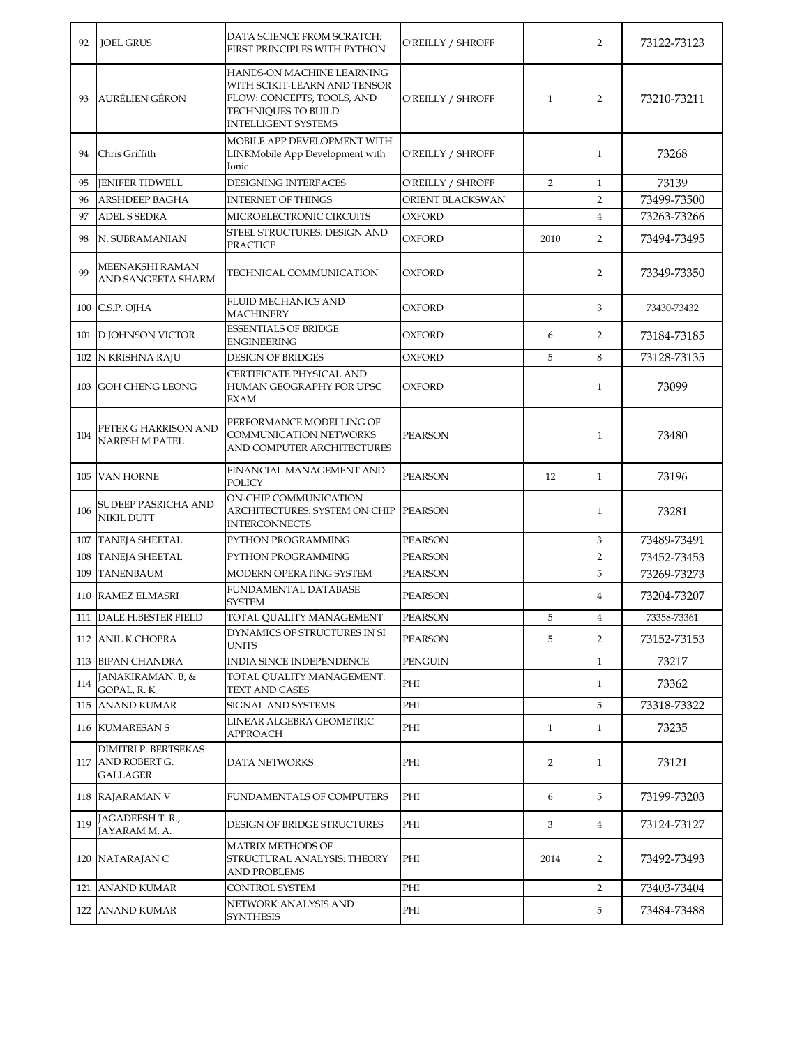| | | | | | | |
|---|---|---|---|---|---|---|
| 92 | JOEL GRUS | DATA SCIENCE FROM SCRATCH: FIRST PRINCIPLES WITH PYTHON | O'REILLY / SHROFF | | 2 | 73122-73123 |
| 93 | AURÉLIEN GÉRON | HANDS-ON MACHINE LEARNING WITH SCIKIT-LEARN AND TENSOR FLOW: CONCEPTS, TOOLS, AND TECHNIQUES TO BUILD INTELLIGENT SYSTEMS | O'REILLY / SHROFF | 1 | 2 | 73210-73211 |
| 94 | Chris Griffith | MOBILE APP DEVELOPMENT WITH LINKMobile App Development with Ionic | O'REILLY / SHROFF | | 1 | 73268 |
| 95 | JENIFER TIDWELL | DESIGNING INTERFACES | O'REILLY / SHROFF | 2 | 1 | 73139 |
| 96 | ARSHDEEP BAGHA | INTERNET OF THINGS | ORIENT BLACKSWAN | | 2 | 73499-73500 |
| 97 | ADEL S SEDRA | MICROELECTRONIC CIRCUITS | OXFORD | | 4 | 73263-73266 |
| 98 | N. SUBRAMANIAN | STEEL STRUCTURES: DESIGN AND PRACTICE | OXFORD | 2010 | 2 | 73494-73495 |
| 99 | MEENAKSHI RAMAN AND SANGEETA SHARM | TECHNICAL COMMUNICATION | OXFORD | | 2 | 73349-73350 |
| 100 | C.S.P. OJHA | FLUID MECHANICS AND MACHINERY | OXFORD | | 3 | 73430-73432 |
| 101 | D JOHNSON VICTOR | ESSENTIALS OF BRIDGE ENGINEERING | OXFORD | 6 | 2 | 73184-73185 |
| 102 | N KRISHNA RAJU | DESIGN OF BRIDGES | OXFORD | 5 | 8 | 73128-73135 |
| 103 | GOH CHENG LEONG | CERTIFICATE PHYSICAL AND HUMAN GEOGRAPHY FOR UPSC EXAM | OXFORD | | 1 | 73099 |
| 104 | PETER G HARRISON AND NARESH M PATEL | PERFORMANCE MODELLING OF COMMUNICATION NETWORKS AND COMPUTER ARCHITECTURES | PEARSON | | 1 | 73480 |
| 105 | VAN HORNE | FINANCIAL MANAGEMENT AND POLICY | PEARSON | 12 | 1 | 73196 |
| 106 | SUDEEP PASRICHA AND NIKIL DUTT | ON-CHIP COMMUNICATION ARCHITECTURES: SYSTEM ON CHIP INTERCONNECTS | PEARSON | | 1 | 73281 |
| 107 | TANEJA SHEETAL | PYTHON PROGRAMMING | PEARSON | | 3 | 73489-73491 |
| 108 | TANEJA SHEETAL | PYTHON PROGRAMMING | PEARSON | | 2 | 73452-73453 |
| 109 | TANENBAUM | MODERN OPERATING SYSTEM | PEARSON | | 5 | 73269-73273 |
| 110 | RAMEZ ELMASRI | FUNDAMENTAL DATABASE SYSTEM | PEARSON | | 4 | 73204-73207 |
| 111 | DALE.H.BESTER FIELD | TOTAL QUALITY MANAGEMENT | PEARSON | 5 | 4 | 73358-73361 |
| 112 | ANIL K CHOPRA | DYNAMICS OF STRUCTURES IN SI UNITS | PEARSON | 5 | 2 | 73152-73153 |
| 113 | BIPAN CHANDRA | INDIA SINCE INDEPENDENCE | PENGUIN | | 1 | 73217 |
| 114 | JANAKIRAMAN, B, & GOPAL, R. K | TOTAL QUALITY MANAGEMENT: TEXT AND CASES | PHI | | 1 | 73362 |
| 115 | ANAND KUMAR | SIGNAL AND SYSTEMS | PHI | | 5 | 73318-73322 |
| 116 | KUMARESAN S | LINEAR ALGEBRA GEOMETRIC APPROACH | PHI | 1 | 1 | 73235 |
| 117 | DIMITRI P. BERTSEKAS AND ROBERT G. GALLAGER | DATA NETWORKS | PHI | 2 | 1 | 73121 |
| 118 | RAJARAMAN V | FUNDAMENTALS OF COMPUTERS | PHI | 6 | 5 | 73199-73203 |
| 119 | JAGADEESH T. R., JAYARAM M. A. | DESIGN OF BRIDGE STRUCTURES | PHI | 3 | 4 | 73124-73127 |
| 120 | NATARAJAN C | MATRIX METHODS OF STRUCTURAL ANALYSIS: THEORY AND PROBLEMS | PHI | 2014 | 2 | 73492-73493 |
| 121 | ANAND KUMAR | CONTROL SYSTEM | PHI | | 2 | 73403-73404 |
| 122 | ANAND KUMAR | NETWORK ANALYSIS AND SYNTHESIS | PHI | | 5 | 73484-73488 |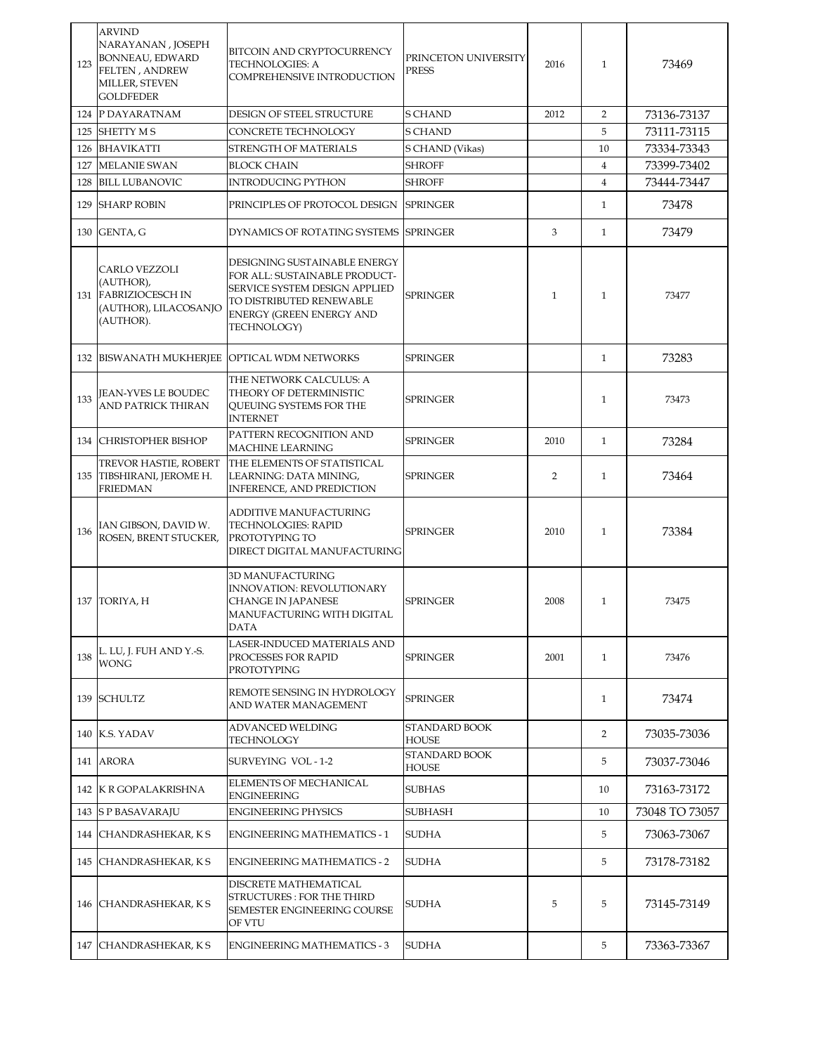| 123 | ARVIND NARAYANAN , JOSEPH BONNEAU, EDWARD FELTEN , ANDREW MILLER, STEVEN GOLDFEDER | BITCOIN AND CRYPTOCURRENCY TECHNOLOGIES: A COMPREHENSIVE INTRODUCTION | PRINCETON UNIVERSITY PRESS | 2016 | 1 | 73469 |
|---|---|---|---|---|---|---|
| 124 | P DAYARATNAM | DESIGN OF STEEL STRUCTURE | S CHAND | 2012 | 2 | 73136-73137 |
| 125 | SHETTY M S | CONCRETE TECHNOLOGY | S CHAND | | 5 | 73111-73115 |
| 126 | BHAVIKATTI | STRENGTH OF MATERIALS | S CHAND (Vikas) | | 10 | 73334-73343 |
| 127 | MELANIE SWAN | BLOCK CHAIN | SHROFF | | 4 | 73399-73402 |
| 128 | BILL LUBANOVIC | INTRODUCING PYTHON | SHROFF | | 4 | 73444-73447 |
| 129 | SHARP ROBIN | PRINCIPLES OF PROTOCOL DESIGN | SPRINGER | | 1 | 73478 |
| 130 | GENTA, G | DYNAMICS OF ROTATING SYSTEMS | SPRINGER | 3 | 1 | 73479 |
| 131 | CARLO VEZZOLI (AUTHOR), FABRIZIOCESCH IN (AUTHOR), LILACOSANJO (AUTHOR). | DESIGNING SUSTAINABLE ENERGY FOR ALL: SUSTAINABLE PRODUCT-SERVICE SYSTEM DESIGN APPLIED TO DISTRIBUTED RENEWABLE ENERGY (GREEN ENERGY AND TECHNOLOGY) | SPRINGER | 1 | 1 | 73477 |
| 132 | BISWANATH MUKHERJEE | OPTICAL WDM NETWORKS | SPRINGER | | 1 | 73283 |
| 133 | JEAN-YVES LE BOUDEC AND PATRICK THIRAN | THE NETWORK CALCULUS: A THEORY OF DETERMINISTIC QUEUING SYSTEMS FOR THE INTERNET | SPRINGER | | 1 | 73473 |
| 134 | CHRISTOPHER BISHOP | PATTERN RECOGNITION AND MACHINE LEARNING | SPRINGER | 2010 | 1 | 73284 |
| 135 | TREVOR HASTIE, ROBERT TIBSHIRANI, JEROME H. FRIEDMAN | THE ELEMENTS OF STATISTICAL LEARNING: DATA MINING, INFERENCE, AND PREDICTION | SPRINGER | 2 | 1 | 73464 |
| 136 | IAN GIBSON, DAVID W. ROSEN, BRENT STUCKER, | ADDITIVE MANUFACTURING TECHNOLOGIES: RAPID PROTOTYPING TO DIRECT DIGITAL MANUFACTURING | SPRINGER | 2010 | 1 | 73384 |
| 137 | TORIYA, H | 3D MANUFACTURING INNOVATION: REVOLUTIONARY CHANGE IN JAPANESE MANUFACTURING WITH DIGITAL DATA | SPRINGER | 2008 | 1 | 73475 |
| 138 | L. LU, J. FUH AND Y.-S. WONG | LASER-INDUCED MATERIALS AND PROCESSES FOR RAPID PROTOTYPING | SPRINGER | 2001 | 1 | 73476 |
| 139 | SCHULTZ | REMOTE SENSING IN HYDROLOGY AND WATER MANAGEMENT | SPRINGER | | 1 | 73474 |
| 140 | K.S. YADAV | ADVANCED WELDING TECHNOLOGY | STANDARD BOOK HOUSE | | 2 | 73035-73036 |
| 141 | ARORA | SURVEYING VOL - 1-2 | STANDARD BOOK HOUSE | | 5 | 73037-73046 |
| 142 | K R GOPALAKRISHNA | ELEMENTS OF MECHANICAL ENGINEERING | SUBHAS | | 10 | 73163-73172 |
| 143 | S P BASAVARAJU | ENGINEERING PHYSICS | SUBHASH | | 10 | 73048 TO 73057 |
| 144 | CHANDRASHEKAR, K S | ENGINEERING MATHEMATICS - 1 | SUDHA | | 5 | 73063-73067 |
| 145 | CHANDRASHEKAR, K S | ENGINEERING MATHEMATICS - 2 | SUDHA | | 5 | 73178-73182 |
| 146 | CHANDRASHEKAR, K S | DISCRETE MATHEMATICAL STRUCTURES : FOR THE THIRD SEMESTER ENGINEERING COURSE OF VTU | SUDHA | 5 | 5 | 73145-73149 |
| 147 | CHANDRASHEKAR, K S | ENGINEERING MATHEMATICS - 3 | SUDHA | | 5 | 73363-73367 |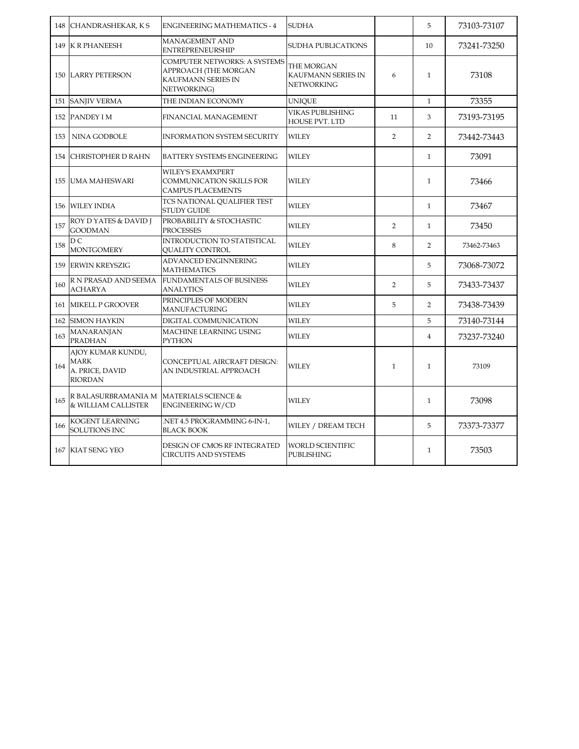| | | | | | | |
|---|---|---|---|---|---|---|
| 148 | CHANDRASHEKAR, K S | ENGINEERING MATHEMATICS - 4 | SUDHA | | 5 | 73103-73107 |
| 149 | K R PHANEESH | MANAGEMENT AND ENTREPRENEURSHIP | SUDHA PUBLICATIONS | | 10 | 73241-73250 |
| 150 | LARRY PETERSON | COMPUTER NETWORKS: A SYSTEMS APPROACH (THE MORGAN KAUFMANN SERIES IN NETWORKING) | THE MORGAN KAUFMANN SERIES IN NETWORKING | 6 | 1 | 73108 |
| 151 | SANJIV VERMA | THE INDIAN ECONOMY | UNIQUE | | 1 | 73355 |
| 152 | PANDEY I M | FINANCIAL MANAGEMENT | VIKAS PUBLISHING HOUSE PVT. LTD | 11 | 3 | 73193-73195 |
| 153 | NINA GODBOLE | INFORMATION SYSTEM SECURITY | WILEY | 2 | 2 | 73442-73443 |
| 154 | CHRISTOPHER D RAHN | BATTERY SYSTEMS ENGINEERING | WILEY | | 1 | 73091 |
| 155 | UMA MAHESWARI | WILEY'S EXAMXPERT COMMUNICATION SKILLS FOR CAMPUS PLACEMENTS | WILEY | | 1 | 73466 |
| 156 | WILEY INDIA | TCS NATIONAL QUALIFIER TEST STUDY GUIDE | WILEY | | 1 | 73467 |
| 157 | ROY D YATES & DAVID J GOODMAN | PROBABILITY & STOCHASTIC PROCESSES | WILEY | 2 | 1 | 73450 |
| 158 | D C MONTGOMERY | INTRODUCTION TO STATISTICAL QUALITY CONTROL | WILEY | 8 | 2 | 73462-73463 |
| 159 | ERWIN KREYSZIG | ADVANCED ENGINNERING MATHEMATICS | WILEY | | 5 | 73068-73072 |
| 160 | R N PRASAD AND SEEMA ACHARYA | FUNDAMENTALS OF BUSINESS ANALYTICS | WILEY | 2 | 5 | 73433-73437 |
| 161 | MIKELL P GROOVER | PRINCIPLES OF MODERN MANUFACTURING | WILEY | 5 | 2 | 73438-73439 |
| 162 | SIMON HAYKIN | DIGITAL COMMUNICATION | WILEY | | 5 | 73140-73144 |
| 163 | MANARANJAN PRADHAN | MACHINE LEARNING USING PYTHON | WILEY | | 4 | 73237-73240 |
| 164 | AJOY KUMAR KUNDU, MARK A. PRICE, DAVID RIORDAN | CONCEPTUAL AIRCRAFT DESIGN: AN INDUSTRIAL APPROACH | WILEY | 1 | 1 | 73109 |
| 165 | R BALASURBRAMANIA M & WILLIAM CALLISTER | MATERIALS SCIENCE & ENGINEERING W/CD | WILEY | | 1 | 73098 |
| 166 | KOGENT LEARNING SOLUTIONS INC | .NET 4.5 PROGRAMMING 6-IN-1, BLACK BOOK | WILEY / DREAM TECH | | 5 | 73373-73377 |
| 167 | KIAT SENG YEO | DESIGN OF CMOS RF INTEGRATED CIRCUITS AND SYSTEMS | WORLD SCIENTIFIC PUBLISHING | | 1 | 73503 |